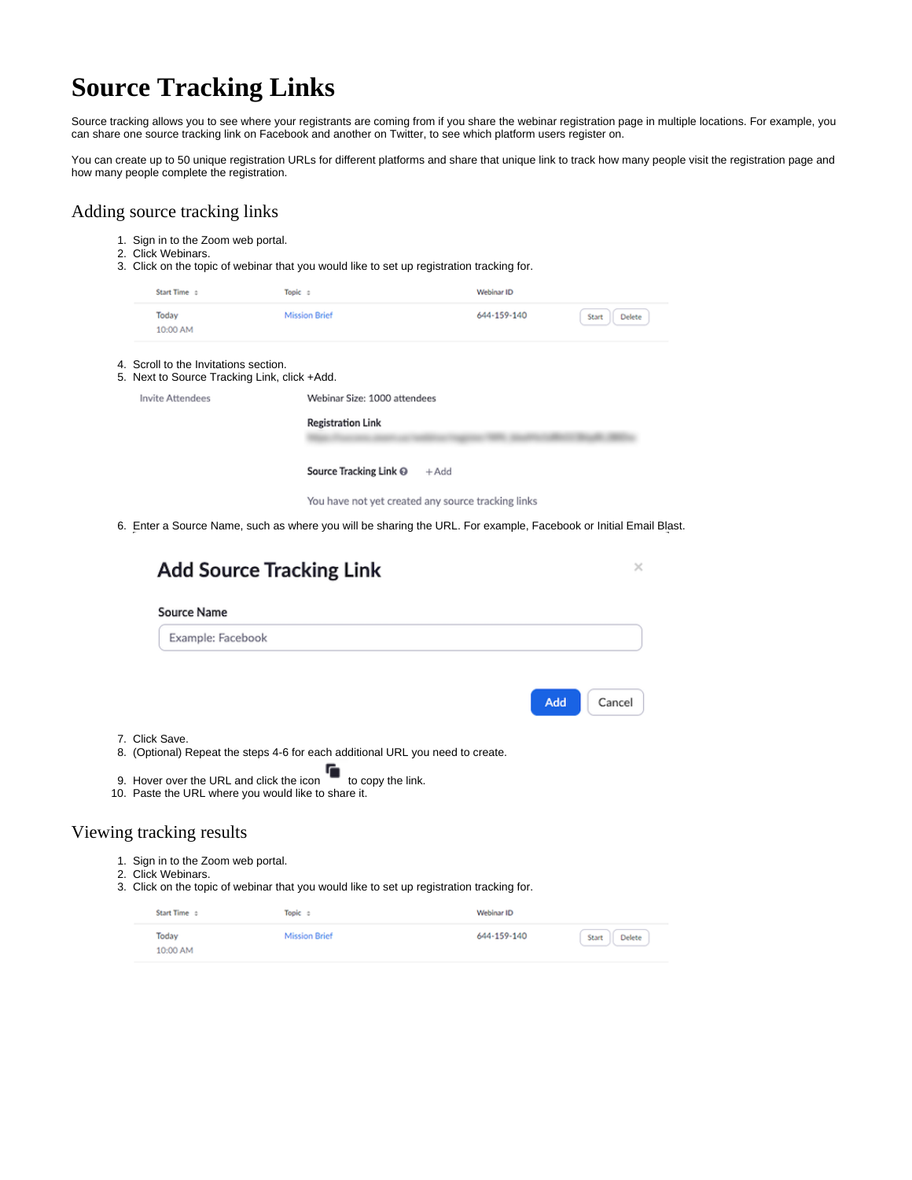# Source Tracking Links

Source tracking allows you to see where your registrants are coming from if you share the webinar registration page in multiple locations. For example, you can share one source tracking link on Facebook and another on Twitter, to see which platform users register on.

You can create up to 50 unique registration URLs for different platforms and share that unique link to track how many people visit the registration page and how many people complete the registration.

## Adding source tracking links

1. Sign in to the Zoom web portal.
2. Click Webinars.
3. Click on the topic of webinar that you would like to set up registration tracking for.

| Start Time | Topic | Webinar ID | |
|---|---|---|---|
| Today 10:00 AM | Mission Brief | 644-159-140 | Start Delete |

4. Scroll to the Invitations section.
5. Next to Source Tracking Link, click +Add.

Invite Attendees

Webinar Size: 1000 attendees

Registration Link

Source Tracking Link +Add

You have not yet created any source tracking links

6. Enter a Source Name, such as where you will be sharing the URL. For example, Facebook or Initial Email Blast.

**Add Source Tracking Link**

Source Name

Example: Facebook

Add Cancel

7. Click Save.
8. (Optional) Repeat the steps 4-6 for each additional URL you need to create.
9. Hover over the URL and click the icon to copy the link.
10. Paste the URL where you would like to share it.

## Viewing tracking results

1. Sign in to the Zoom web portal.
2. Click Webinars.
3. Click on the topic of webinar that you would like to set up registration tracking for.

| Start Time | Topic | Webinar ID | |
|---|---|---|---|
| Today 10:00 AM | Mission Brief | 644-159-140 | Start Delete |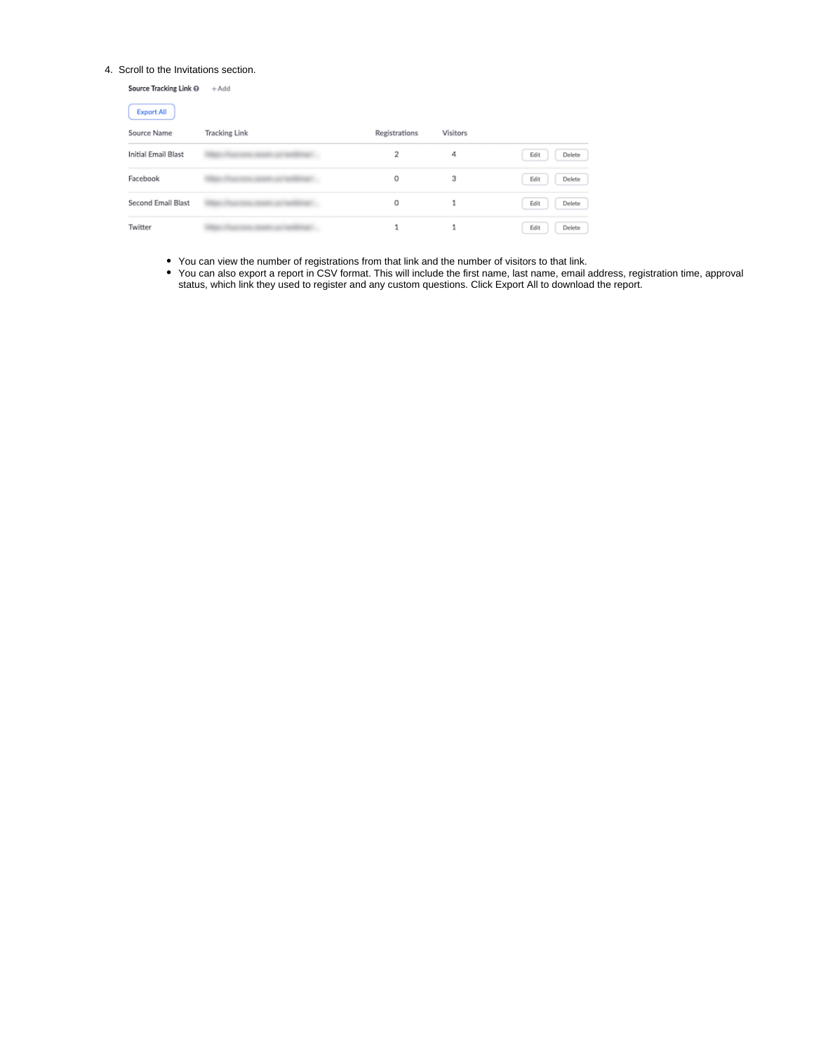4. Scroll to the Invitations section.

Source Tracking Link + Add

Export All

| Source Name | Tracking Link | Registrations | Visitors | |
|---|---|---|---|---|
| Initial Email Blast | | 2 | 4 | Edit Delete |
| Facebook | | 0 | 3 | Edit Delete |
| Second Email Blast | | 0 | 1 | Edit Delete |
| Twitter | | 1 | 1 | Edit Delete |

- You can view the number of registrations from that link and the number of visitors to that link.
- You can also export a report in CSV format. This will include the first name, last name, email address, registration time, approval status, which link they used to register and any custom questions. Click Export All to download the report.